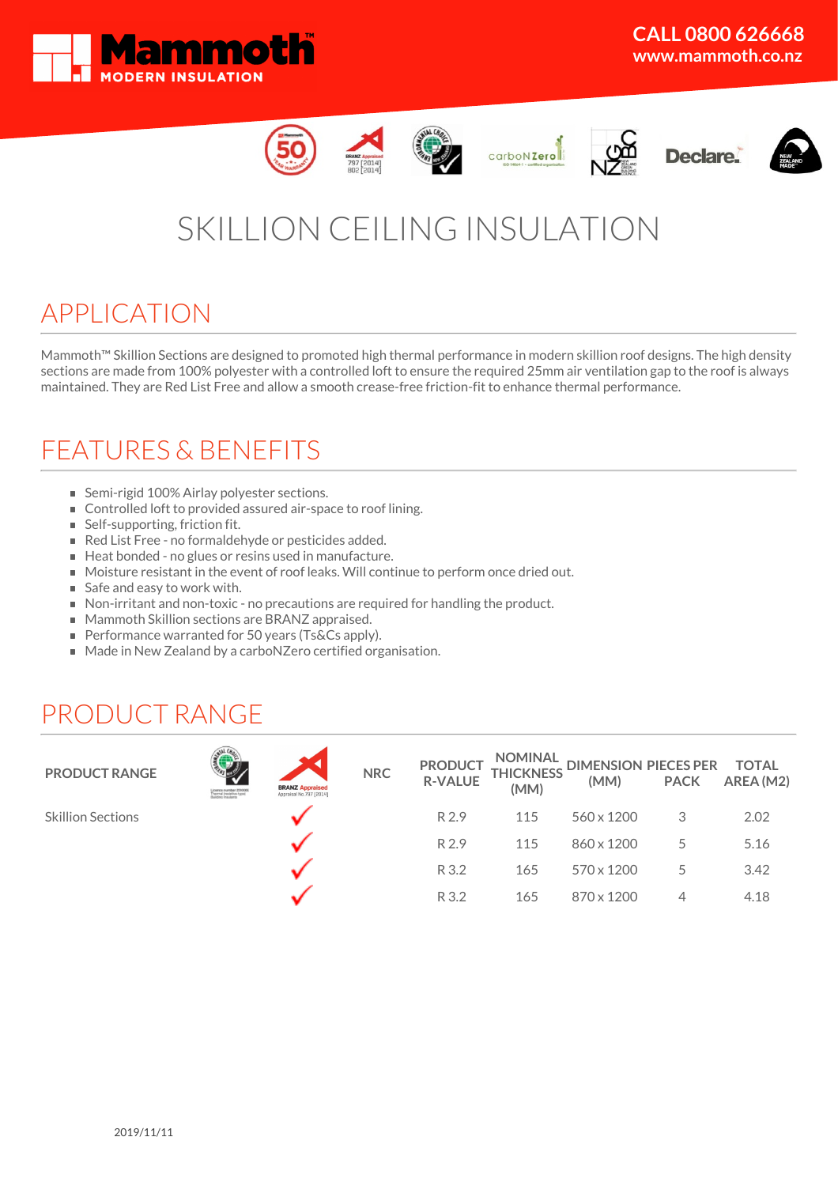Mammoth™ MODERN INSULATION

CALL 0800 626668
www.mammoth.co.nz

# SKILLION CEILING INSULATION

## APPLICATION

Mammoth™ Skillion Sections are designed to promoted high thermal performance in modern skillion roof designs. The high density sections are made from 100% polyester with a controlled loft to ensure the required 25mm air ventilation gap to the roof is always maintained. They are Red List Free and allow a smooth crease-free friction-fit to enhance thermal performance.

## FEATURES & BENEFITS

- Semi-rigid 100% Airlay polyester sections.
- Controlled loft to provided assured air-space to roof lining.
- Self-supporting, friction fit.
- Red List Free - no formaldehyde or pesticides added.
- Heat bonded - no glues or resins used in manufacture.
- Moisture resistant in the event of roof leaks. Will continue to perform once dried out.
- Safe and easy to work with.
- Non-irritant and non-toxic - no precautions are required for handling the product.
- Mammoth Skillion sections are BRANZ appraised.
- Performance warranted for 50 years (Ts&Cs apply).
- Made in New Zealand by a carboNZero certified organisation.

## PRODUCT RANGE

| PRODUCT RANGE | Environmental Choice | BRANZ Appraised | NRC | PRODUCT R-VALUE | NOMINAL THICKNESS (MM) | DIMENSION (MM) | PIECES PER PACK | TOTAL AREA (M2) |
|---|---|---|---|---|---|---|---|---|
| Skillion Sections | | ✓ | | R 2.9 | 115 | 560 x 1200 | 3 | 2.02 |
| | | ✓ | | R 2.9 | 115 | 860 x 1200 | 5 | 5.16 |
| | | ✓ | | R 3.2 | 165 | 570 x 1200 | 5 | 3.42 |
| | | ✓ | | R 3.2 | 165 | 870 x 1200 | 4 | 4.18 |

2019/11/11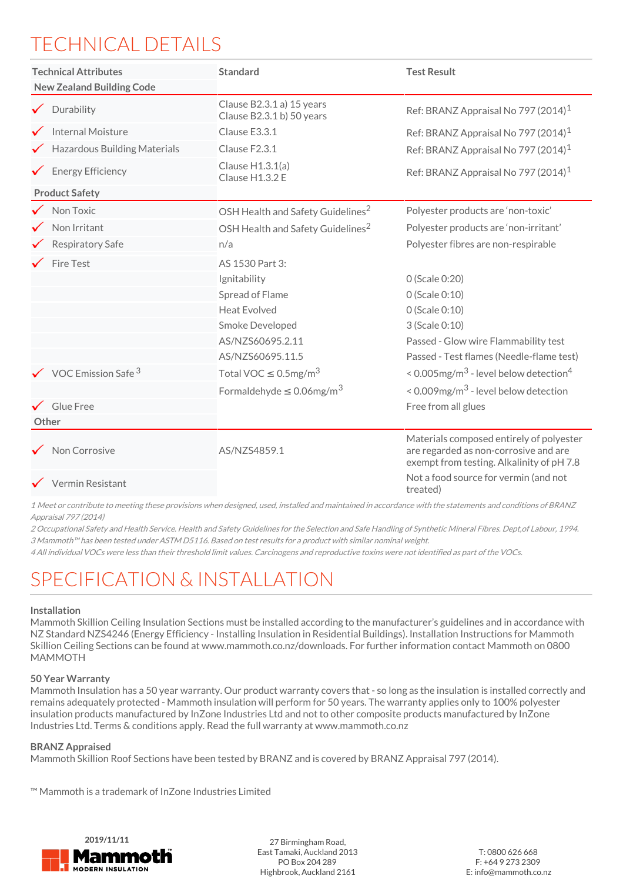# TECHNICAL DETAILS

| Technical Attributes | Standard | Test Result |
|---|---|---|
| **New Zealand Building Code** | | |
| ✓ Durability | Clause B2.3.1 a) 15 years<br>Clause B2.3.1 b) 50 years | Ref: BRANZ Appraisal No 797 (2014)[1] |
| ✓ Internal Moisture | Clause E3.3.1 | Ref: BRANZ Appraisal No 797 (2014)[1] |
| ✓ Hazardous Building Materials | Clause F2.3.1 | Ref: BRANZ Appraisal No 797 (2014)[1] |
| ✓ Energy Efficiency | Clause H1.3.1(a)<br>Clause H1.3.2 E | Ref: BRANZ Appraisal No 797 (2014)[1] |
| **Product Safety** | | |
| ✓ Non Toxic | OSH Health and Safety Guidelines[2] | Polyester products are 'non-toxic' |
| ✓ Non Irritant | OSH Health and Safety Guidelines[2] | Polyester products are 'non-irritant' |
| ✓ Respiratory Safe | n/a | Polyester fibres are non-respirable |
| ✓ Fire Test | AS 1530 Part 3: | |
| | Ignitability | 0 (Scale 0:20) |
| | Spread of Flame | 0 (Scale 0:10) |
| | Heat Evolved | 0 (Scale 0:10) |
| | Smoke Developed | 3 (Scale 0:10) |
| | AS/NZS60695.2.11 | Passed - Glow wire Flammability test |
| | AS/NZS60695.11.5 | Passed - Test flames (Needle-flame test) |
| ✓ VOC Emission Safe [3] | Total VOC ≤ 0.5mg/$m^3$ | < 0.005mg/$m^3$ - level below detection[4] |
| | Formaldehyde ≤ 0.06mg/$m^3$ | < 0.009mg/$m^3$ - level below detection |
| ✓ Glue Free | | Free from all glues |
| **Other** | | |
| ✓ Non Corrosive | AS/NZS4859.1 | Materials composed entirely of polyester are regarded as non-corrosive and are exempt from testing. Alkalinity of pH 7.8 |
| ✓ Vermin Resistant | | Not a food source for vermin (and not treated) |

*1 Meet or contribute to meeting these provisions when designed, used, installed and maintained in accordance with the statements and conditions of BRANZ Appraisal 797 (2014)*

*2 Occupational Safety and Health Service. Health and Safety Guidelines for the Selection and Safe Handling of Synthetic Mineral Fibres. Dept,of Labour, 1994.*

*3 Mammoth™ has been tested under ASTM D5116. Based on test results for a product with similar nominal weight.*

*4 All individual VOCs were less than their threshold limit values. Carcinogens and reproductive toxins were not identified as part of the VOCs.*

# SPECIFICATION & INSTALLATION

**Installation**

Mammoth Skillion Ceiling Insulation Sections must be installed according to the manufacturer's guidelines and in accordance with NZ Standard NZS4246 (Energy Efficiency - Installing Insulation in Residential Buildings). Installation Instructions for Mammoth Skillion Ceiling Sections can be found at www.mammoth.co.nz/downloads. For further information contact Mammoth on 0800 MAMMOTH

**50 Year Warranty**

Mammoth Insulation has a 50 year warranty. Our product warranty covers that - so long as the insulation is installed correctly and remains adequately protected - Mammoth insulation will perform for 50 years. The warranty applies only to 100% polyester insulation products manufactured by InZone Industries Ltd and not to other composite products manufactured by InZone Industries Ltd. Terms & conditions apply. Read the full warranty at www.mammoth.co.nz

**BRANZ Appraised**

Mammoth Skillion Roof Sections have been tested by BRANZ and is covered by BRANZ Appraisal 797 (2014).

™ Mammoth is a trademark of InZone Industries Limited

2019/11/11

Mammoth™ MODERN INSULATION

27 Birmingham Road,
East Tamaki, Auckland 2013
PO Box 204 289
Highbrook, Auckland 2161

T: 0800 626 668
F: +64 9 273 2309
E: info@mammoth.co.nz